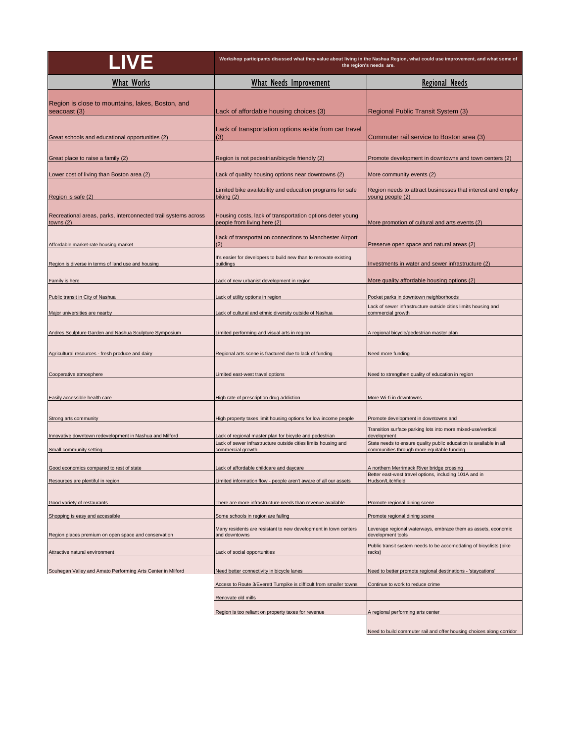# LIVE

**Workshop participants discussed what they value about living in the Nashua Region, what could use improvement, and what some of the region's needs are.**

| What Works | What Needs Improvement | Regional Needs |
|---|---|---|
| Region is close to mountains, lakes, Boston, and seacoast (3) | Lack of affordable housing choices (3) | Regional Public Transit System (3) |
| Great schools and educational opportunities (2) | Lack of transportation options aside from car travel (3) | Commuter rail service to Boston area (3) |
| Great place to raise a family (2) | Region is not pedestrian/bicycle friendly (2) | Promote development in downtowns and town centers (2) |
| Lower cost of living than Boston area (2) | Lack of quality housing options near downtowns (2) | More community events (2) |
| Region is safe (2) | Limited bike availability and education programs for safe biking (2) | Region needs to attract businesses that interest and employ young people (2) |
| Recreational areas, parks, interconnected trail systems across towns (2) | Housing costs, lack of transportation options deter young people from living here (2) | More promotion of cultural and arts events (2) |
| Affordable market-rate housing market | Lack of transportation connections to Manchester Airport (2) | Preserve open space and natural areas (2) |
| Region is diverse in terms of land use and housing | It's easier for developers to build new than to renovate existing buildings | Investments in water and sewer infrastructure (2) |
| Family is here | Lack of new urbanist development in region | More quality affordable housing options (2) |
| Public transit in City of Nashua | Lack of utility options in region | Pocket parks in downtown neighborhoods |
| Major universities are nearby | Lack of cultural and ethnic diversity outside of Nashua | Lack of sewer infrastructure outside cities limits housing and commercial growth |
| Andres Sculpture Garden and Nashua Sculpture Symposium | Limited performing and visual arts in region | A regional bicycle/pedestrian master plan |
| Agricultural resources - fresh produce and dairy | Regional arts scene is fractured due to lack of funding | Need more funding |
| Cooperative atmosphere | Limited east-west travel options | Need to strengthen quality of education in region |
| Easily accessible health care | High rate of prescription drug addiction | More Wi-fi in downtowns |
| Strong arts community | High property taxes limit housing options for low income people | Promote development in downtowns and |
| Innovative downtown redevelopment in Nashua and Milford | Lack of regional master plan for bicycle and pedestrian | Transition surface parking lots into more mixed-use/vertical development |
| Small community setting | Lack of sewer infrastructure outside cities limits housing and commercial growth | State needs to ensure quality public education is available in all communities through more equitable funding. |
| Good economics compared to rest of state | Lack of affordable childcare and daycare | A northern Merrimack River bridge crossing |
| Resources are plentiful in region | Limited information flow - people aren't aware of all our assets | Better east-west travel options, including 101A and in Hudson/Litchfield |
| Good variety of restaurants | There are more infrastructure needs than revenue available | Promote regional dining scene |
| Shopping is easy and accessible | Some schools in region are failing | Promote regional dining scene |
| Region places premium on open space and conservation | Many residents are resistant to new development in town centers and downtowns | Leverage regional waterways, embrace them as assets, economic development tools |
| Attractive natural environment | Lack of social opportunities | Public transit system needs to be accomodating of bicyclists (bike racks) |
| Souhegan Valley and Amato Performing Arts Center in Milford | Need better connectivity in bicycle lanes | Need to better promote regional destinations - 'staycations' |
| | Access to Route 3/Everett Turnpike is difficult from smaller towns | Continue to work to reduce crime |
| | Renovate old mills | |
| | Region is too reliant on property taxes for revenue | A regional performing arts center |
| | | Need to build commuter rail and offer housing choices along corridor |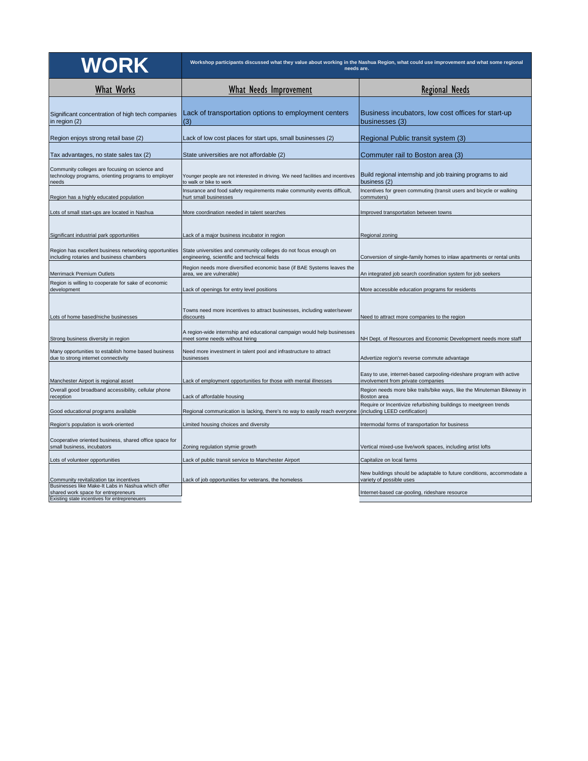# WORK

**Workshop participants discussed what they value about working in the Nashua Region, what could use improvement and what some regional needs are.**

| What Works | What Needs Improvement | Regional Needs |
|---|---|---|
| Significant concentration of high tech companies in region (2) | Lack of transportation options to employment centers (3) | Business incubators, low cost offices for start-up businesses (3) |
| Region enjoys strong retail base (2) | Lack of low cost places for start ups, small businesses (2) | Regional Public transit system (3) |
| Tax advantages, no state sales tax (2) | State universities are not affordable (2) | Commuter rail to Boston area (3) |
| Community colleges are focusing on science and technology programs, orienting programs to employer needs | Younger people are not interested in driving. We need facilities and incentives to walk or bike to work | Build regional internship and job training programs to aid business (2) |
| Region has a highly educated population | Insurance and food safety requirements make community events difficult, hurt small businesses | Incentives for green commuting (transit users and bicycle or walking commuters) |
| Lots of small start-ups are located in Nashua | More coordination needed in talent searches | Improved transportation between towns |
| Significant industrial park opportunities | Lack of a major business incubator in region | Regional zoning |
| Region has excellent business networking opportunities including rotaries and business chambers | State universities and community colleges do not focus enough on engineering, scientific and technical fields | Conversion of single-family homes to inlaw apartments or rental units |
| Merrimack Premium Outlets | Region needs more diversified economic base (if BAE Systems leaves the area, we are vulnerable) | An integrated job search coordination system for job seekers |
| Region is willing to cooperate for sake of economic development | Lack of openings for entry level positions | More accessible education programs for residents |
| Lots of home based/niche businesses | Towns need more incentives to attract businesses, including water/sewer discounts | Need to attract more companies to the region |
| Strong business diversity in region | A region-wide internship and educational campaign would help businesses meet some needs without hiring | NH Dept. of Resources and Economic Development needs more staff |
| Many opportunities to establish home based business due to strong internet connectivity | Need more investment in talent pool and infrastructure to attract businesses | Advertize region's reverse commute advantage |
| Manchester Airport is regional asset | Lack of employment opportunities for those with mental illnesses | Easy to use, internet-based carpooling-rideshare program with active involvement from private companies |
| Overall good broadband accessibility, cellular phone reception | Lack of affordable housing | Region needs more bike trails/bike ways, like the Minuteman Bikeway in Boston area |
| Good educational programs available | Regional communication is lacking, there's no way to easily reach everyone | Require or Incentivize refurbishing buildings to meetgreen trends (including LEED certification) |
| Region's population is work-oriented | Limited housing choices and diversity | Intermodal forms of transportation for business |
| Cooperative oriented business, shared office space for small business, incubators | Zoning regulation stymie growth | Vertical mixed-use live/work spaces, including artist lofts |
| Lots of volunteer opportunities | Lack of public transit service to Manchester Airport | Capitalize on local farms |
| Community revitalization tax incentives | Lack of job opportunities for veterans, the homeless | New buildings should be adaptable to future conditions, accommodate a variety of possible uses |
| Businesses like Make-It Labs in Nashua which offer shared work space for entrepreneurs | | Internet-based car-pooling, rideshare resource |
| Existing state incentives for entrepreneuers | | |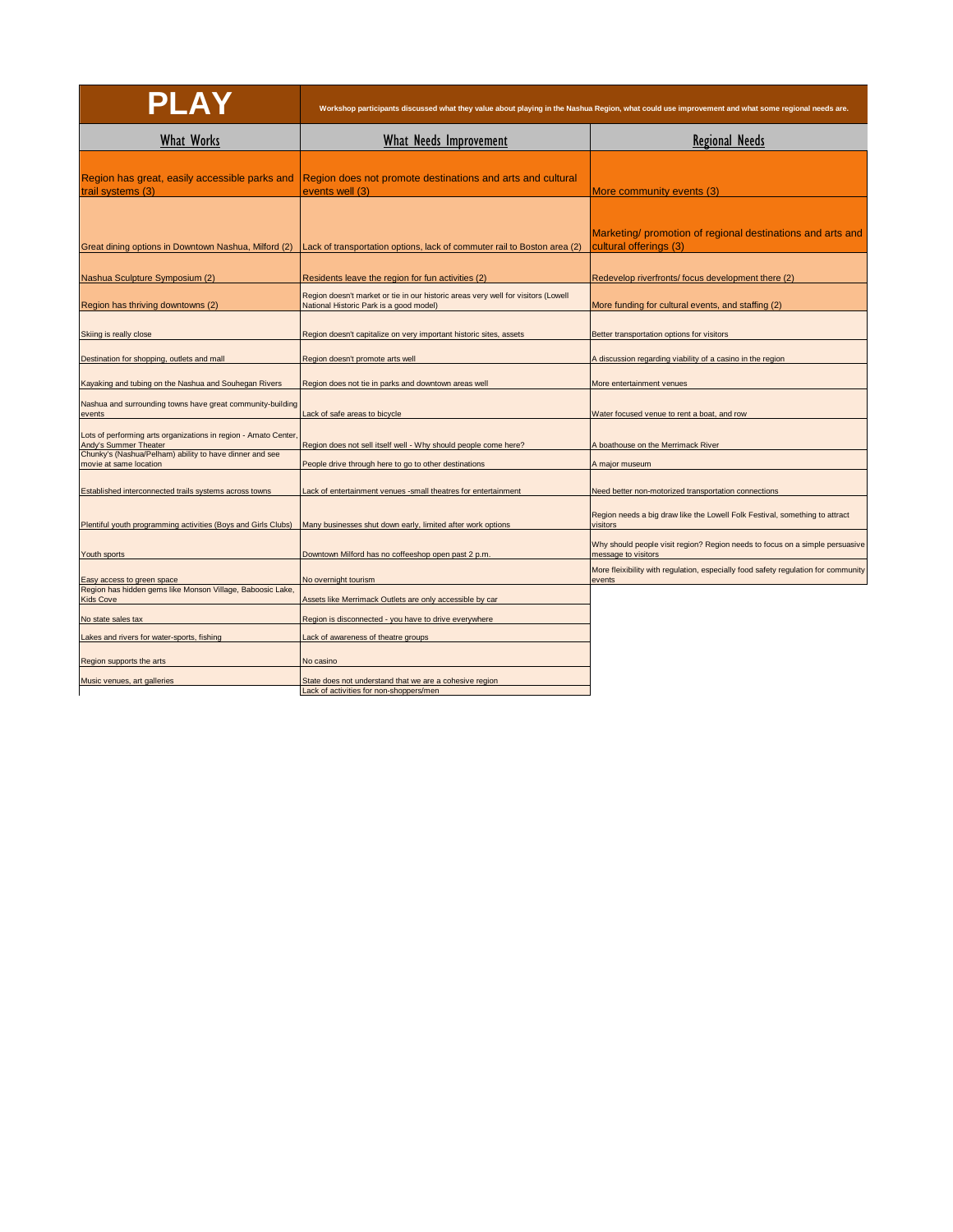# PLAY

**Workshop participants discussed what they value about playing in the Nashua Region, what could use improvement and what some regional needs are.**

| What Works | What Needs Improvement | Regional Needs |
|---|---|---|
| Region has great, easily accessible parks and trail systems (3) | Region does not promote destinations and arts and cultural events well (3) | More community events (3) |
| Great dining options in Downtown Nashua, Milford (2) | Lack of transportation options, lack of commuter rail to Boston area (2) | Marketing/ promotion of regional destinations and arts and cultural offerings (3) |
| Nashua Sculpture Symposium (2) | Residents leave the region for fun activities (2) | Redevelop riverfronts/ focus development there (2) |
| Region has thriving downtowns (2) | Region doesn't market or tie in our historic areas very well for visitors (Lowell National Historic Park is a good model) | More funding for cultural events, and staffing (2) |
| Skiing is really close | Region doesn't capitalize on very important historic sites, assets | Better transportation options for visitors |
| Destination for shopping, outlets and mall | Region doesn't promote arts well | A discussion regarding viability of a casino in the region |
| Kayaking and tubing on the Nashua and Souhegan Rivers | Region does not tie in parks and downtown areas well | More entertainment venues |
| Nashua and surrounding towns have great community-building events | Lack of safe areas to bicycle | Water focused venue to rent a boat, and row |
| Lots of performing arts organizations in region - Amato Center, Andy's Summer Theater | Region does not sell itself well - Why should people come here? | A boathouse on the Merrimack River |
| Chunky's (Nashua/Pelham) ability to have dinner and see movie at same location | People drive through here to go to other destinations | A major museum |
| Established interconnected trails systems across towns | Lack of entertainment venues -small theatres for entertainment | Need better non-motorized transportation connections |
| Plentiful youth programming activities (Boys and Girls Clubs) | Many businesses shut down early, limited after work options | Region needs a big draw like the Lowell Folk Festival, something to attract visitors |
| Youth sports | Downtown Milford has no coffeeshop open past 2 p.m. | Why should people visit region? Region needs to focus on a simple persuasive message to visitors |
| Easy access to green space | No overnight tourism | More fleixibility with regulation, especially food safety regulation for community events |
| Region has hidden gems like Monson Village, Baboosic Lake, Kids Cove | Assets like Merrimack Outlets are only accessible by car | |
| No state sales tax | Region is disconnected - you have to drive everywhere | |
| Lakes and rivers for water-sports, fishing | Lack of awareness of theatre groups | |
| Region supports the arts | No casino | |
| Music venues, art galleries | State does not understand that we are a cohesive region | |
| | Lack of activities for non-shoppers/men | |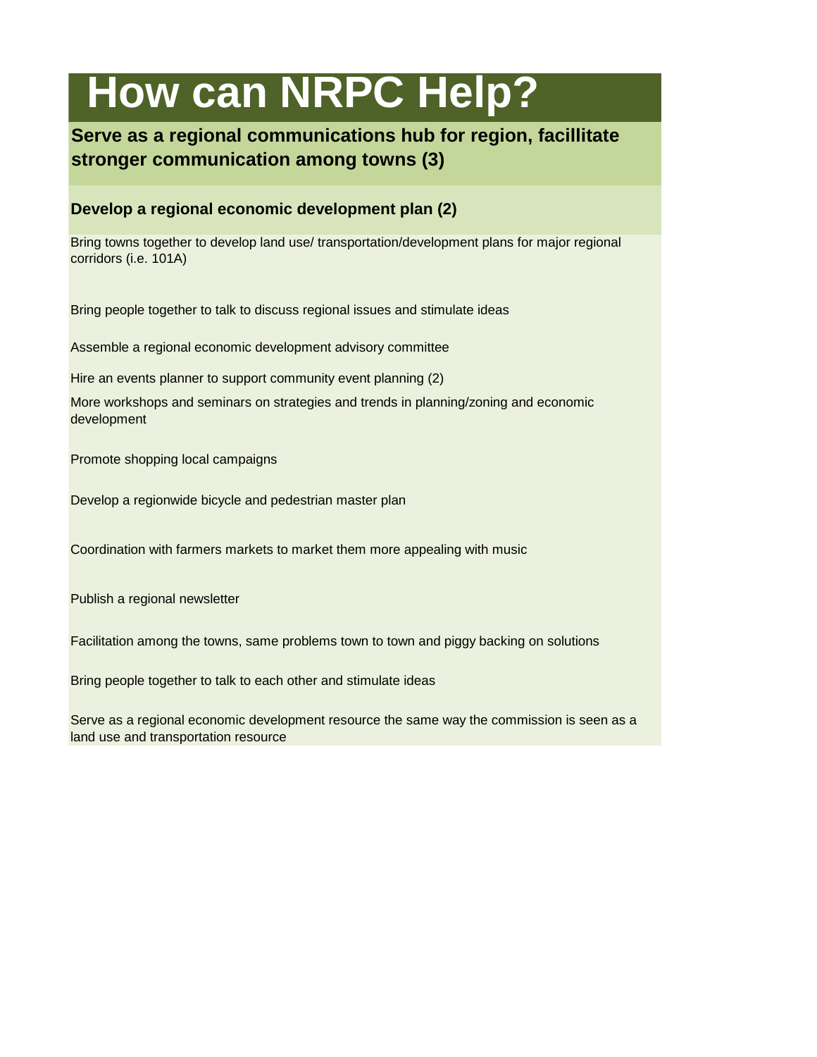# How can NRPC Help?

**Serve as a regional communications hub for region, facillitate stronger communication among towns (3)**

**Develop a regional economic development plan (2)**

Bring towns together to develop land use/ transportation/development plans for major regional corridors (i.e. 101A)

Bring people together to talk to discuss regional issues and stimulate ideas

Assemble a regional economic development advisory committee

Hire an events planner to support community event planning (2)

More workshops and seminars on strategies and trends in planning/zoning and economic development

Promote shopping local campaigns

Develop a regionwide bicycle and pedestrian master plan

Coordination with farmers markets to market them more appealing with music

Publish a regional newsletter

Facilitation among the towns, same problems town to town and piggy backing on solutions

Bring people together to talk to each other and stimulate ideas

Serve as a regional economic development resource the same way the commission is seen as a land use and transportation resource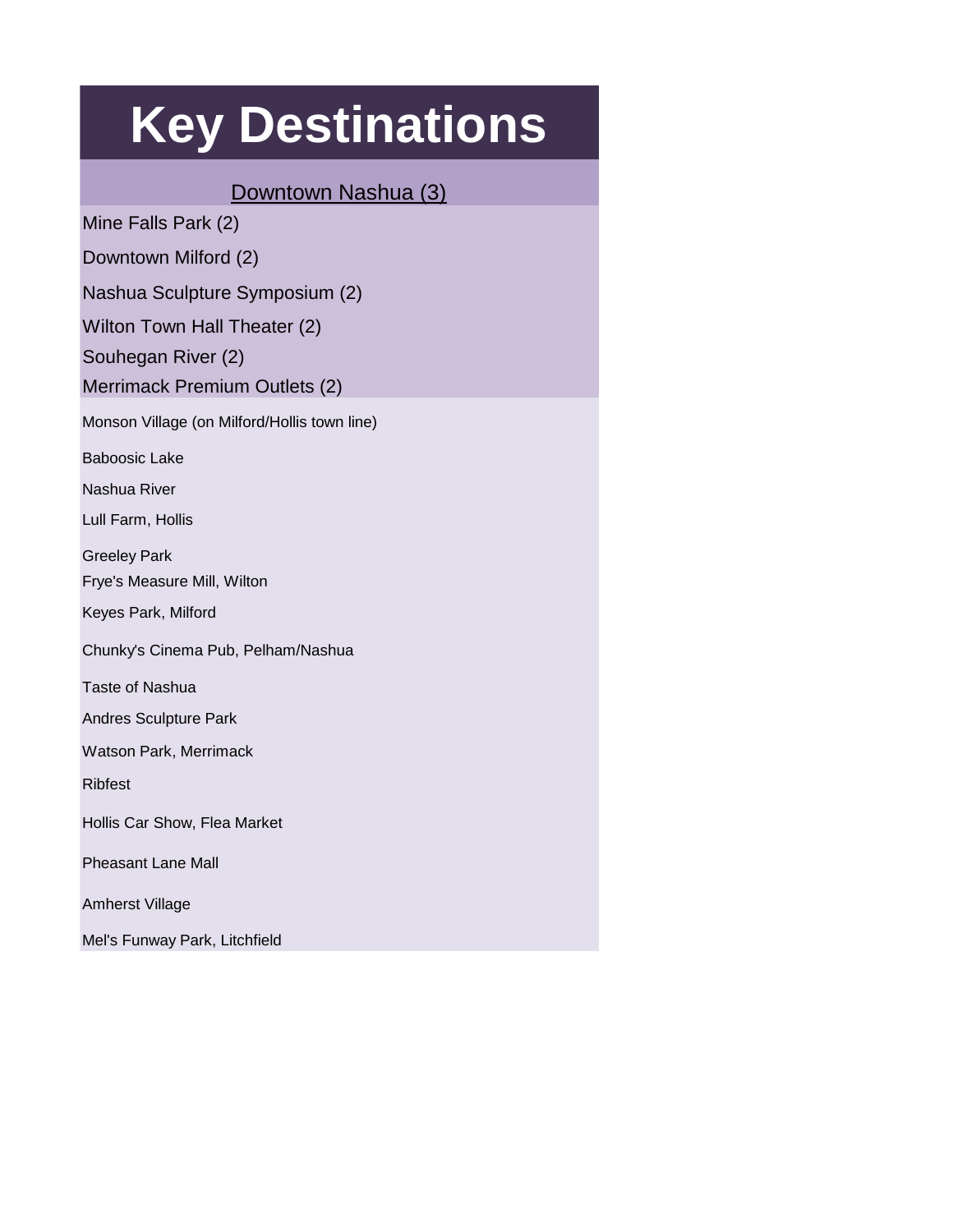# Key Destinations

Downtown Nashua (3)

Mine Falls Park (2)

Downtown Milford (2)

Nashua Sculpture Symposium (2)

Wilton Town Hall Theater (2)

Souhegan River (2)

Merrimack Premium Outlets (2)

Monson Village (on Milford/Hollis town line)

Baboosic Lake

Nashua River

Lull Farm, Hollis

Greeley Park

Frye's Measure Mill, Wilton

Keyes Park, Milford

Chunky's Cinema Pub, Pelham/Nashua

Taste of Nashua

Andres Sculpture Park

Watson Park, Merrimack

Ribfest

Hollis Car Show, Flea Market

Pheasant Lane Mall

Amherst Village

Mel's Funway Park, Litchfield